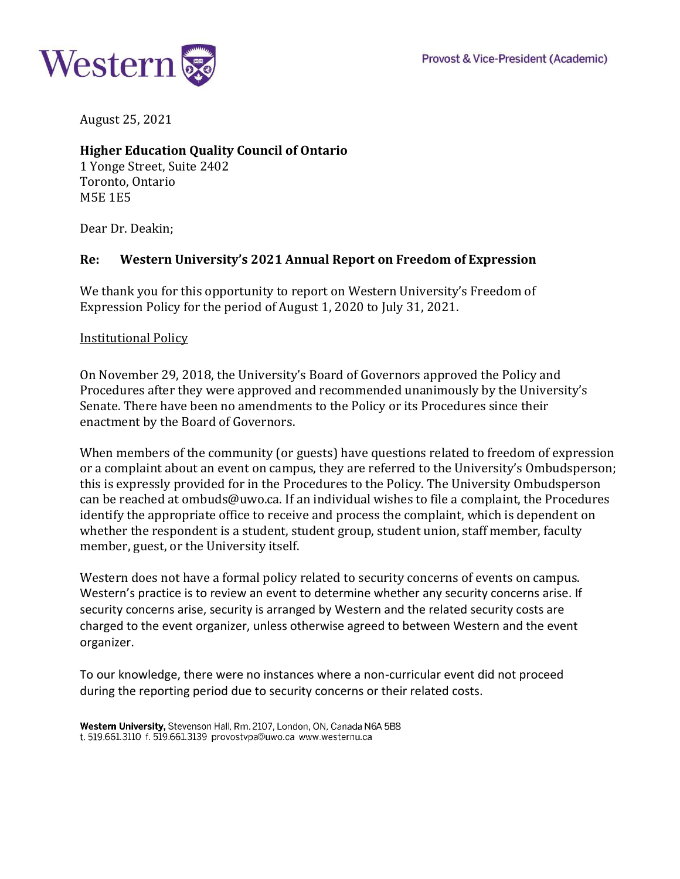Provost & Vice-President (Academic)

August 25, 2021

**Higher Education Quality Council of Ontario**
1 Yonge Street, Suite 2402
Toronto, Ontario
M5E 1E5

Dear Dr. Deakin;

**Re: Western University's 2021 Annual Report on Freedom of Expression**

We thank you for this opportunity to report on Western University's Freedom of Expression Policy for the period of August 1, 2020 to July 31, 2021.

<u>Institutional Policy</u>

On November 29, 2018, the University's Board of Governors approved the Policy and Procedures after they were approved and recommended unanimously by the University's Senate. There have been no amendments to the Policy or its Procedures since their enactment by the Board of Governors.

When members of the community (or guests) have questions related to freedom of expression or a complaint about an event on campus, they are referred to the University's Ombudsperson; this is expressly provided for in the Procedures to the Policy. The University Ombudsperson can be reached at ombuds@uwo.ca. If an individual wishes to file a complaint, the Procedures identify the appropriate office to receive and process the complaint, which is dependent on whether the respondent is a student, student group, student union, staff member, faculty member, guest, or the University itself.

Western does not have a formal policy related to security concerns of events on campus. Western's practice is to review an event to determine whether any security concerns arise. If security concerns arise, security is arranged by Western and the related security costs are charged to the event organizer, unless otherwise agreed to between Western and the event organizer.

To our knowledge, there were no instances where a non-curricular event did not proceed during the reporting period due to security concerns or their related costs.

**Western University,** Stevenson Hall, Rm. 2107, London, ON, Canada N6A 5B8
t. 519.661.3110 f. 519.661.3139 provostvpa@uwo.ca www.westernu.ca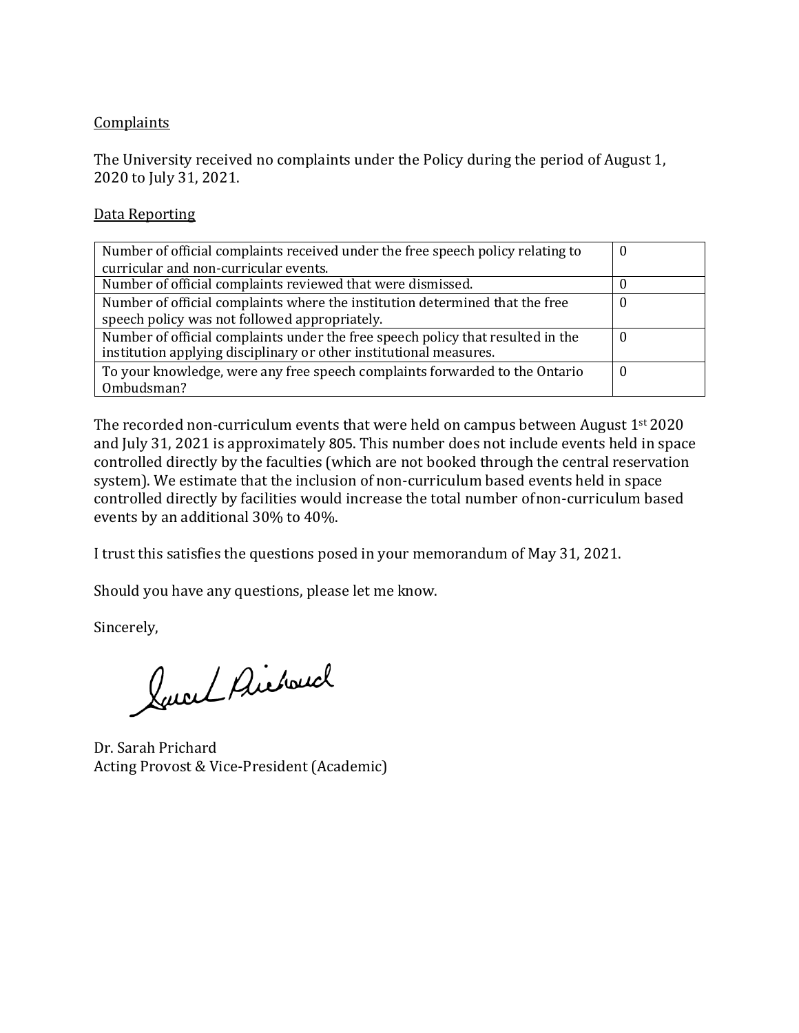Complaints

The University received no complaints under the Policy during the period of August 1, 2020 to July 31, 2021.

Data Reporting

| | |
|---|---|
| Number of official complaints received under the free speech policy relating to curricular and non-curricular events. | 0 |
| Number of official complaints reviewed that were dismissed. | 0 |
| Number of official complaints where the institution determined that the free speech policy was not followed appropriately. | 0 |
| Number of official complaints under the free speech policy that resulted in the institution applying disciplinary or other institutional measures. | 0 |
| To your knowledge, were any free speech complaints forwarded to the Ontario Ombudsman? | 0 |

The recorded non-curriculum events that were held on campus between August 1st 2020 and July 31, 2021 is approximately 805. This number does not include events held in space controlled directly by the faculties (which are not booked through the central reservation system). We estimate that the inclusion of non-curriculum based events held in space controlled directly by facilities would increase the total number of non-curriculum based events by an additional 30% to 40%.

I trust this satisfies the questions posed in your memorandum of May 31, 2021.

Should you have any questions, please let me know.

Sincerely,

Dr. Sarah Prichard
Acting Provost & Vice-President (Academic)